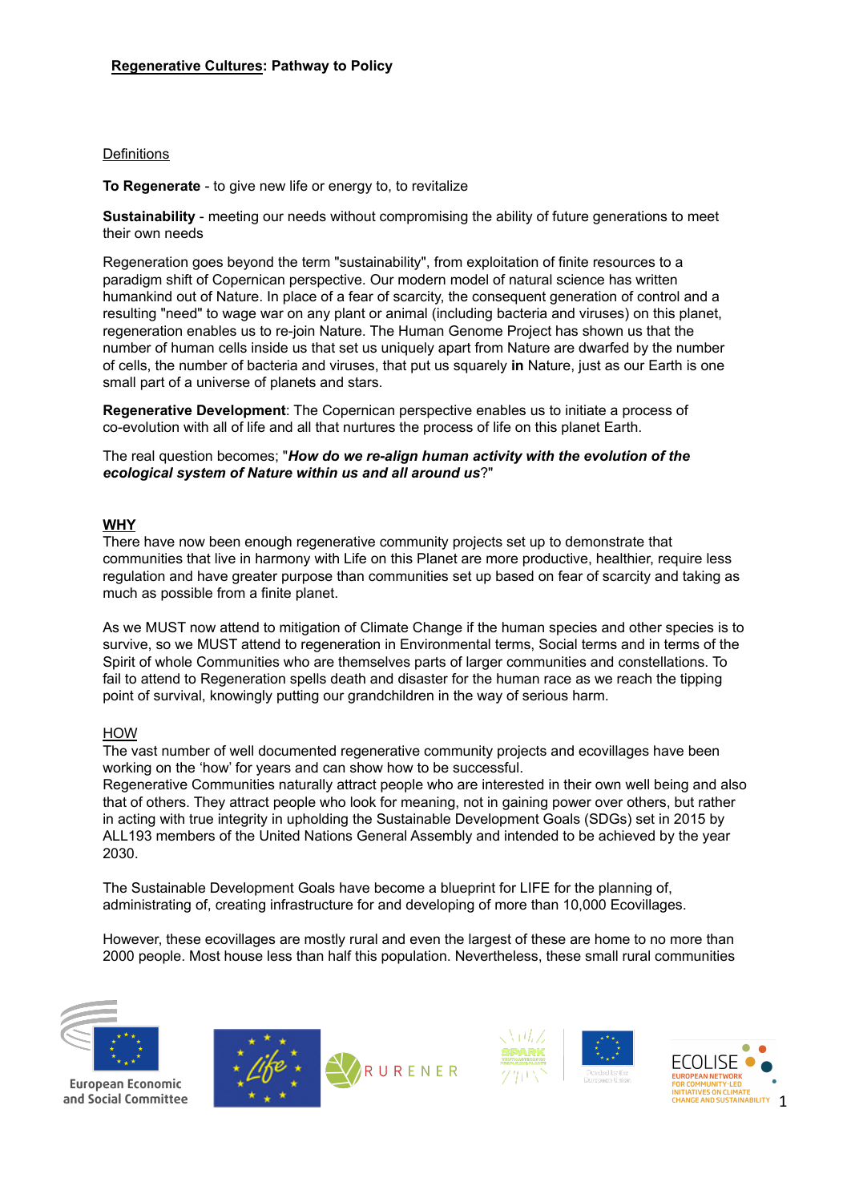# **Regenerative Cultures: Pathway to Policy**

## Definitions

**To Regenerate** - to give new life or energy to, to revitalize

**Sustainability** - meeting our needs without compromising the ability of future generations to meet their own needs

Regeneration goes beyond the term "sustainability", from exploitation of finite resources to a paradigm shift of Copernican perspective. Our modern model of natural science has written humankind out of Nature. In place of a fear of scarcity, the consequent generation of control and a resulting "need" to wage war on any plant or animal (including bacteria and viruses) on this planet, regeneration enables us to re-join Nature. The Human Genome Project has shown us that the number of human cells inside us that set us uniquely apart from Nature are dwarfed by the number of cells, the number of bacteria and viruses, that put us squarely **in** Nature, just as our Earth is one small part of a universe of planets and stars.

**Regenerative Development**: The Copernican perspective enables us to initiate a process of co-evolution with all of life and all that nurtures the process of life on this planet Earth.

The real question becomes; "***How do we re-align human activity with the evolution of the ecological system of Nature within us and all around us***?"

## **WHY**

There have now been enough regenerative community projects set up to demonstrate that communities that live in harmony with Life on this Planet are more productive, healthier, require less regulation and have greater purpose than communities set up based on fear of scarcity and taking as much as possible from a finite planet.

As we MUST now attend to mitigation of Climate Change if the human species and other species is to survive, so we MUST attend to regeneration in Environmental terms, Social terms and in terms of the Spirit of whole Communities who are themselves parts of larger communities and constellations. To fail to attend to Regeneration spells death and disaster for the human race as we reach the tipping point of survival, knowingly putting our grandchildren in the way of serious harm.

## HOW

The vast number of well documented regenerative community projects and ecovillages have been working on the 'how' for years and can show how to be successful.

Regenerative Communities naturally attract people who are interested in their own well being and also that of others. They attract people who look for meaning, not in gaining power over others, but rather in acting with true integrity in upholding the Sustainable Development Goals (SDGs) set in 2015 by ALL193 members of the United Nations General Assembly and intended to be achieved by the year 2030.

The Sustainable Development Goals have become a blueprint for LIFE for the planning of, administrating of, creating infrastructure for and developing of more than 10,000 Ecovillages.

However, these ecovillages are mostly rural and even the largest of these are home to no more than 2000 people. Most house less than half this population. Nevertheless, these small rural communities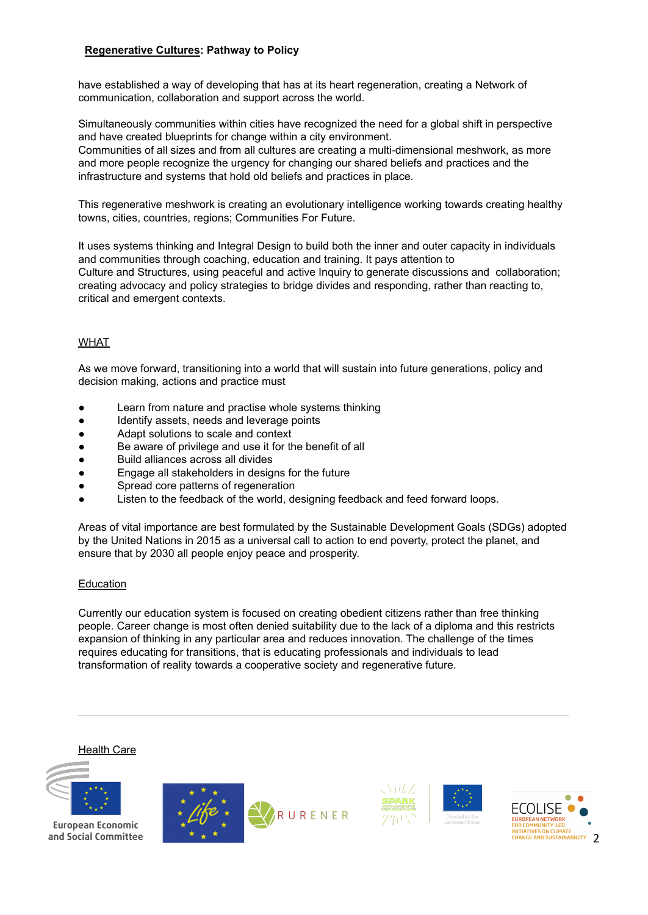have established a way of developing that has at its heart regeneration, creating a Network of communication, collaboration and support across the world.

Simultaneously communities within cities have recognized the need for a global shift in perspective and have created blueprints for change within a city environment.
Communities of all sizes and from all cultures are creating a multi-dimensional meshwork, as more and more people recognize the urgency for changing our shared beliefs and practices and the infrastructure and systems that hold old beliefs and practices in place.

This regenerative meshwork is creating an evolutionary intelligence working towards creating healthy towns, cities, countries, regions; Communities For Future.

It uses systems thinking and Integral Design to build both the inner and outer capacity in individuals and communities through coaching, education and training. It pays attention to Culture and Structures, using peaceful and active Inquiry to generate discussions and collaboration; creating advocacy and policy strategies to bridge divides and responding, rather than reacting to, critical and emergent contexts.

## WHAT

As we move forward, transitioning into a world that will sustain into future generations, policy and decision making, actions and practice must

- Learn from nature and practise whole systems thinking
- Identify assets, needs and leverage points
- Adapt solutions to scale and context
- Be aware of privilege and use it for the benefit of all
- Build alliances across all divides
- Engage all stakeholders in designs for the future
- Spread core patterns of regeneration
- Listen to the feedback of the world, designing feedback and feed forward loops.

Areas of vital importance are best formulated by the Sustainable Development Goals (SDGs) adopted by the United Nations in 2015 as a universal call to action to end poverty, protect the planet, and ensure that by 2030 all people enjoy peace and prosperity.

### Education

Currently our education system is focused on creating obedient citizens rather than free thinking people. Career change is most often denied suitability due to the lack of a diploma and this restricts expansion of thinking in any particular area and reduces innovation. The challenge of the times requires educating for transitions, that is educating professionals and individuals to lead transformation of reality towards a cooperative society and regenerative future.

---

### Health Care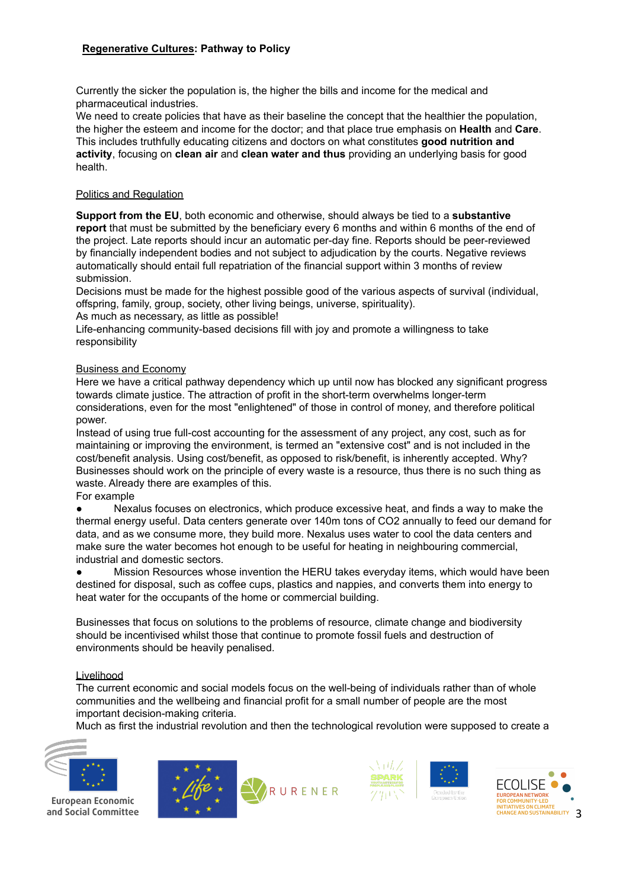**Regenerative Cultures: Pathway to Policy**

Currently the sicker the population is, the higher the bills and income for the medical and pharmaceutical industries.
We need to create policies that have as their baseline the concept that the healthier the population, the higher the esteem and income for the doctor; and that place true emphasis on **Health** and **Care**. This includes truthfully educating citizens and doctors on what constitutes **good nutrition and activity**, focusing on **clean air** and **clean water and thus** providing an underlying basis for good health.

Politics and Regulation

**Support from the EU**, both economic and otherwise, should always be tied to a **substantive report** that must be submitted by the beneficiary every 6 months and within 6 months of the end of the project. Late reports should incur an automatic per-day fine. Reports should be peer-reviewed by financially independent bodies and not subject to adjudication by the courts. Negative reviews automatically should entail full repatriation of the financial support within 3 months of review submission.
Decisions must be made for the highest possible good of the various aspects of survival (individual, offspring, family, group, society, other living beings, universe, spirituality).
As much as necessary, as little as possible!
Life-enhancing community-based decisions fill with joy and promote a willingness to take responsibility

Business and Economy

Here we have a critical pathway dependency which up until now has blocked any significant progress towards climate justice. The attraction of profit in the short-term overwhelms longer-term considerations, even for the most "enlightened" of those in control of money, and therefore political power.
Instead of using true full-cost accounting for the assessment of any project, any cost, such as for maintaining or improving the environment, is termed an "extensive cost" and is not included in the cost/benefit analysis. Using cost/benefit, as opposed to risk/benefit, is inherently accepted. Why?
Businesses should work on the principle of every waste is a resource, thus there is no such thing as waste. Already there are examples of this.
For example

- Nexalus focuses on electronics, which produce excessive heat, and finds a way to make the thermal energy useful. Data centers generate over 140m tons of $CO_2$ annually to feed our demand for data, and as we consume more, they build more. Nexalus uses water to cool the data centers and make sure the water becomes hot enough to be useful for heating in neighbouring commercial, industrial and domestic sectors.
- Mission Resources whose invention the HERU takes everyday items, which would have been destined for disposal, such as coffee cups, plastics and nappies, and converts them into energy to heat water for the occupants of the home or commercial building.

Businesses that focus on solutions to the problems of resource, climate change and biodiversity should be incentivised whilst those that continue to promote fossil fuels and destruction of environments should be heavily penalised.

Livelihood

The current economic and social models focus on the well-being of individuals rather than of whole communities and the wellbeing and financial profit for a small number of people are the most important decision-making criteria.
Much as first the industrial revolution and then the technological revolution were supposed to create a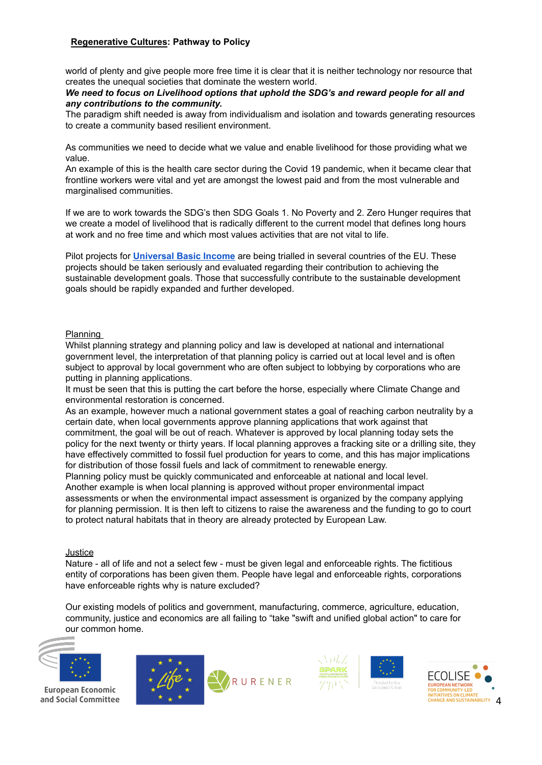world of plenty and give people more free time it is clear that it is neither technology nor resource that creates the unequal societies that dominate the western world.

***We need to focus on Livelihood options that uphold the SDG's and reward people for all and any contributions to the community.***

The paradigm shift needed is away from individualism and isolation and towards generating resources to create a community based resilient environment.

As communities we need to decide what we value and enable livelihood for those providing what we value.

An example of this is the health care sector during the Covid 19 pandemic, when it became clear that frontline workers were vital and yet are amongst the lowest paid and from the most vulnerable and marginalised communities.

If we are to work towards the SDG's then SDG Goals 1. No Poverty and 2. Zero Hunger requires that we create a model of livelihood that is radically different to the current model that defines long hours at work and no free time and which most values activities that are not vital to life.

Pilot projects for **Universal Basic Income** are being trialled in several countries of the EU. These projects should be taken seriously and evaluated regarding their contribution to achieving the sustainable development goals. Those that successfully contribute to the sustainable development goals should be rapidly expanded and further developed.

## Planning

Whilst planning strategy and planning policy and law is developed at national and international government level, the interpretation of that planning policy is carried out at local level and is often subject to approval by local government who are often subject to lobbying by corporations who are putting in planning applications.

It must be seen that this is putting the cart before the horse, especially where Climate Change and environmental restoration is concerned.

As an example, however much a national government states a goal of reaching carbon neutrality by a certain date, when local governments approve planning applications that work against that commitment, the goal will be out of reach. Whatever is approved by local planning today sets the policy for the next twenty or thirty years. If local planning approves a fracking site or a drilling site, they have effectively committed to fossil fuel production for years to come, and this has major implications for distribution of those fossil fuels and lack of commitment to renewable energy.

Planning policy must be quickly communicated and enforceable at national and local level.

Another example is when local planning is approved without proper environmental impact assessments or when the environmental impact assessment is organized by the company applying for planning permission. It is then left to citizens to raise the awareness and the funding to go to court to protect natural habitats that in theory are already protected by European Law.

## Justice

Nature - all of life and not a select few - must be given legal and enforceable rights. The fictitious entity of corporations has been given them. People have legal and enforceable rights, corporations have enforceable rights why is nature excluded?

Our existing models of politics and government, manufacturing, commerce, agriculture, education, community, justice and economics are all failing to "take "swift and unified global action" to care for our common home.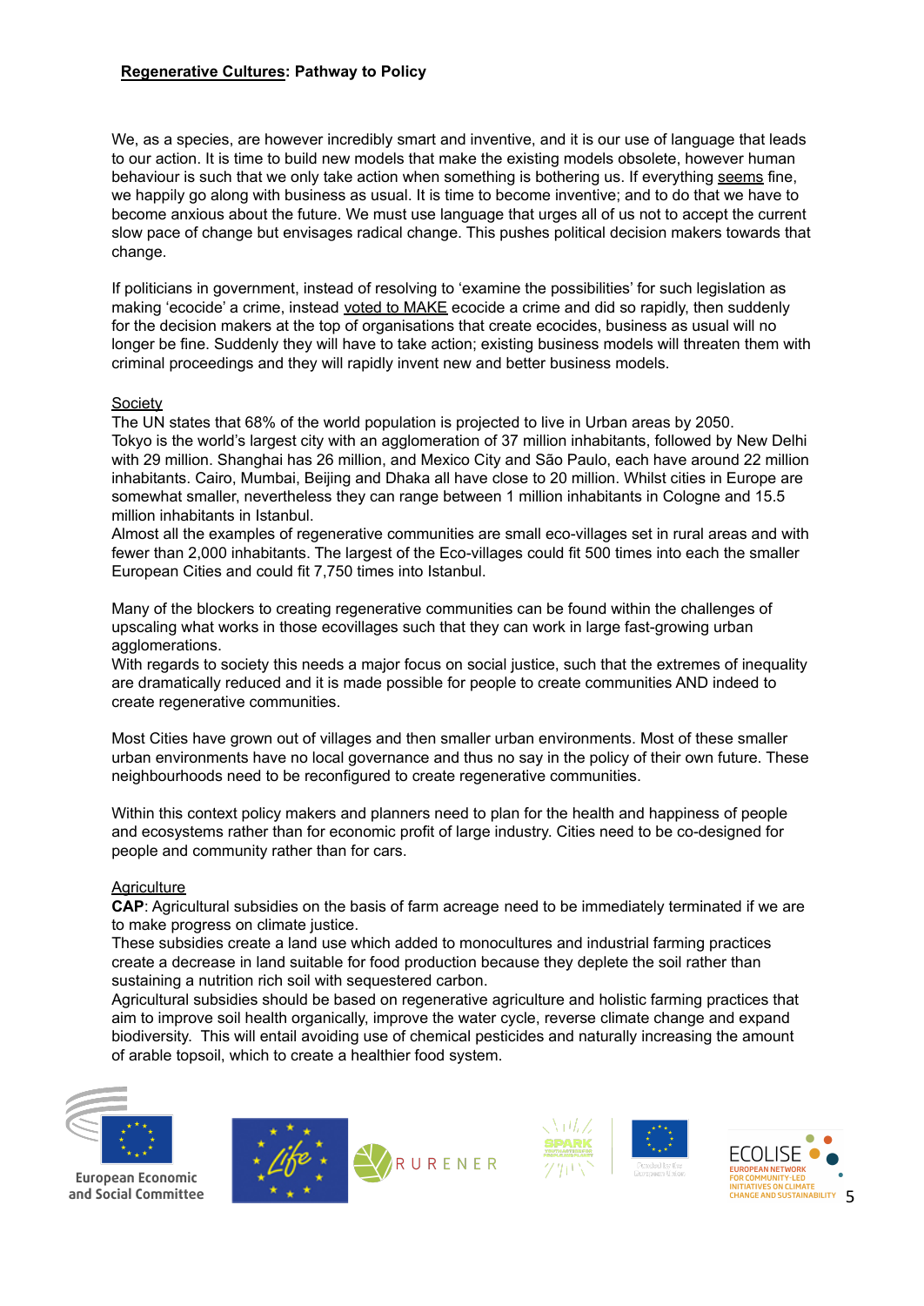We, as a species, are however incredibly smart and inventive, and it is our use of language that leads to our action. It is time to build new models that make the existing models obsolete, however human behaviour is such that we only take action when something is bothering us. If everything seems fine, we happily go along with business as usual. It is time to become inventive; and to do that we have to become anxious about the future. We must use language that urges all of us not to accept the current slow pace of change but envisages radical change. This pushes political decision makers towards that change.

If politicians in government, instead of resolving to 'examine the possibilities' for such legislation as making 'ecocide' a crime, instead voted to MAKE ecocide a crime and did so rapidly, then suddenly for the decision makers at the top of organisations that create ecocides, business as usual will no longer be fine. Suddenly they will have to take action; existing business models will threaten them with criminal proceedings and they will rapidly invent new and better business models.

## Society

The UN states that 68% of the world population is projected to live in Urban areas by 2050. Tokyo is the world's largest city with an agglomeration of 37 million inhabitants, followed by New Delhi with 29 million. Shanghai has 26 million, and Mexico City and São Paulo, each have around 22 million inhabitants. Cairo, Mumbai, Beijing and Dhaka all have close to 20 million. Whilst cities in Europe are somewhat smaller, nevertheless they can range between 1 million inhabitants in Cologne and 15.5 million inhabitants in Istanbul.

Almost all the examples of regenerative communities are small eco-villages set in rural areas and with fewer than 2,000 inhabitants. The largest of the Eco-villages could fit 500 times into each the smaller European Cities and could fit 7,750 times into Istanbul.

Many of the blockers to creating regenerative communities can be found within the challenges of upscaling what works in those ecovillages such that they can work in large fast-growing urban agglomerations.

With regards to society this needs a major focus on social justice, such that the extremes of inequality are dramatically reduced and it is made possible for people to create communities AND indeed to create regenerative communities.

Most Cities have grown out of villages and then smaller urban environments. Most of these smaller urban environments have no local governance and thus no say in the policy of their own future. These neighbourhoods need to be reconfigured to create regenerative communities.

Within this context policy makers and planners need to plan for the health and happiness of people and ecosystems rather than for economic profit of large industry. Cities need to be co-designed for people and community rather than for cars.

## Agriculture

**CAP**: Agricultural subsidies on the basis of farm acreage need to be immediately terminated if we are to make progress on climate justice.

These subsidies create a land use which added to monocultures and industrial farming practices create a decrease in land suitable for food production because they deplete the soil rather than sustaining a nutrition rich soil with sequestered carbon.

Agricultural subsidies should be based on regenerative agriculture and holistic farming practices that aim to improve soil health organically, improve the water cycle, reverse climate change and expand biodiversity. This will entail avoiding use of chemical pesticides and naturally increasing the amount of arable topsoil, which to create a healthier food system.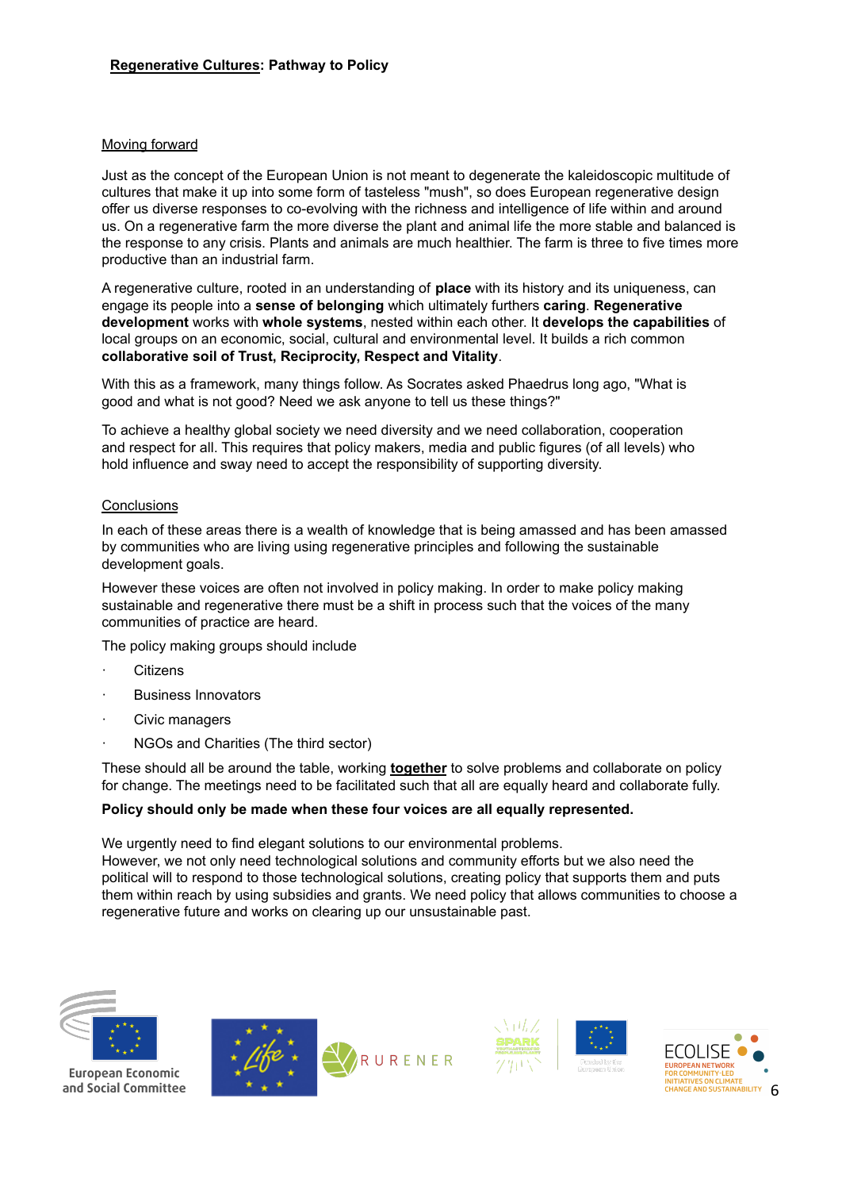**Regenerative Cultures: Pathway to Policy**

## Moving forward

Just as the concept of the European Union is not meant to degenerate the kaleidoscopic multitude of cultures that make it up into some form of tasteless "mush", so does European regenerative design offer us diverse responses to co-evolving with the richness and intelligence of life within and around us. On a regenerative farm the more diverse the plant and animal life the more stable and balanced is the response to any crisis. Plants and animals are much healthier. The farm is three to five times more productive than an industrial farm.

A regenerative culture, rooted in an understanding of **place** with its history and its uniqueness, can engage its people into a **sense of belonging** which ultimately furthers **caring**. **Regenerative development** works with **whole systems**, nested within each other. It **develops the capabilities** of local groups on an economic, social, cultural and environmental level. It builds a rich common **collaborative soil of Trust, Reciprocity, Respect and Vitality**.

With this as a framework, many things follow. As Socrates asked Phaedrus long ago, "What is good and what is not good? Need we ask anyone to tell us these things?"

To achieve a healthy global society we need diversity and we need collaboration, cooperation and respect for all. This requires that policy makers, media and public figures (of all levels) who hold influence and sway need to accept the responsibility of supporting diversity.

## Conclusions

In each of these areas there is a wealth of knowledge that is being amassed and has been amassed by communities who are living using regenerative principles and following the sustainable development goals.

However these voices are often not involved in policy making. In order to make policy making sustainable and regenerative there must be a shift in process such that the voices of the many communities of practice are heard.

The policy making groups should include

- Citizens
- Business Innovators
- Civic managers
- NGOs and Charities (The third sector)

These should all be around the table, working **together** to solve problems and collaborate on policy for change. The meetings need to be facilitated such that all are equally heard and collaborate fully.

**Policy should only be made when these four voices are all equally represented.**

We urgently need to find elegant solutions to our environmental problems.
However, we not only need technological solutions and community efforts but we also need the political will to respond to those technological solutions, creating policy that supports them and puts them within reach by using subsidies and grants. We need policy that allows communities to choose a regenerative future and works on clearing up our unsustainable past.

European Economic and Social Committee

RURENER

ECOLISE
EUROPEAN NETWORK FOR COMMUNITY-LED INITIATIVES ON CLIMATE CHANGE AND SUSTAINABILITY